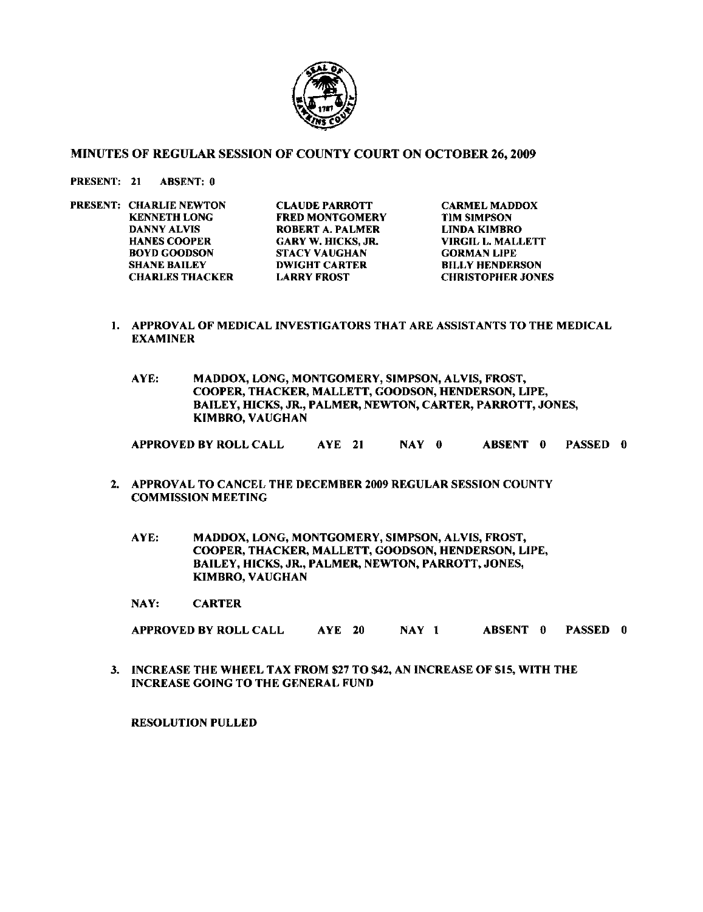# MINUTES OF REGULAR SESSION OF COUNTY COURT ON OCTOBER 26, 2009

**PRESENT: 21 ABSENT: 0**

**PRESENT:**

| | | |
|---|---|---|
| CHARLIE NEWTON | CLAUDE PARROTT | CARMEL MADDOX |
| KENNETH LONG | FRED MONTGOMERY | TIM SIMPSON |
| DANNY ALVIS | ROBERT A. PALMER | LINDA KIMBRO |
| HANES COOPER | GARY W. HICKS, JR. | VIRGIL L. MALLETT |
| BOYD GOODSON | STACY VAUGHAN | GORMAN LIPE |
| SHANE BAILEY | DWIGHT CARTER | BILLY HENDERSON |
| CHARLES THACKER | LARRY FROST | CHRISTOPHER JONES |

1. **APPROVAL OF MEDICAL INVESTIGATORS THAT ARE ASSISTANTS TO THE MEDICAL EXAMINER**

   **AYE:** MADDOX, LONG, MONTGOMERY, SIMPSON, ALVIS, FROST, COOPER, THACKER, MALLETT, GOODSON, HENDERSON, LIPE, BAILEY, HICKS, JR., PALMER, NEWTON, CARTER, PARROTT, JONES, KIMBRO, VAUGHAN

   **APPROVED BY ROLL CALL AYE 21 NAY 0 ABSENT 0 PASSED 0**

2. **APPROVAL TO CANCEL THE DECEMBER 2009 REGULAR SESSION COUNTY COMMISSION MEETING**

   **AYE:** MADDOX, LONG, MONTGOMERY, SIMPSON, ALVIS, FROST, COOPER, THACKER, MALLETT, GOODSON, HENDERSON, LIPE, BAILEY, HICKS, JR., PALMER, NEWTON, PARROTT, JONES, KIMBRO, VAUGHAN

   **NAY:** CARTER

   **APPROVED BY ROLL CALL AYE 20 NAY 1 ABSENT 0 PASSED 0**

3. **INCREASE THE WHEEL TAX FROM $27 TO $42, AN INCREASE OF $15, WITH THE INCREASE GOING TO THE GENERAL FUND**

   **RESOLUTION PULLED**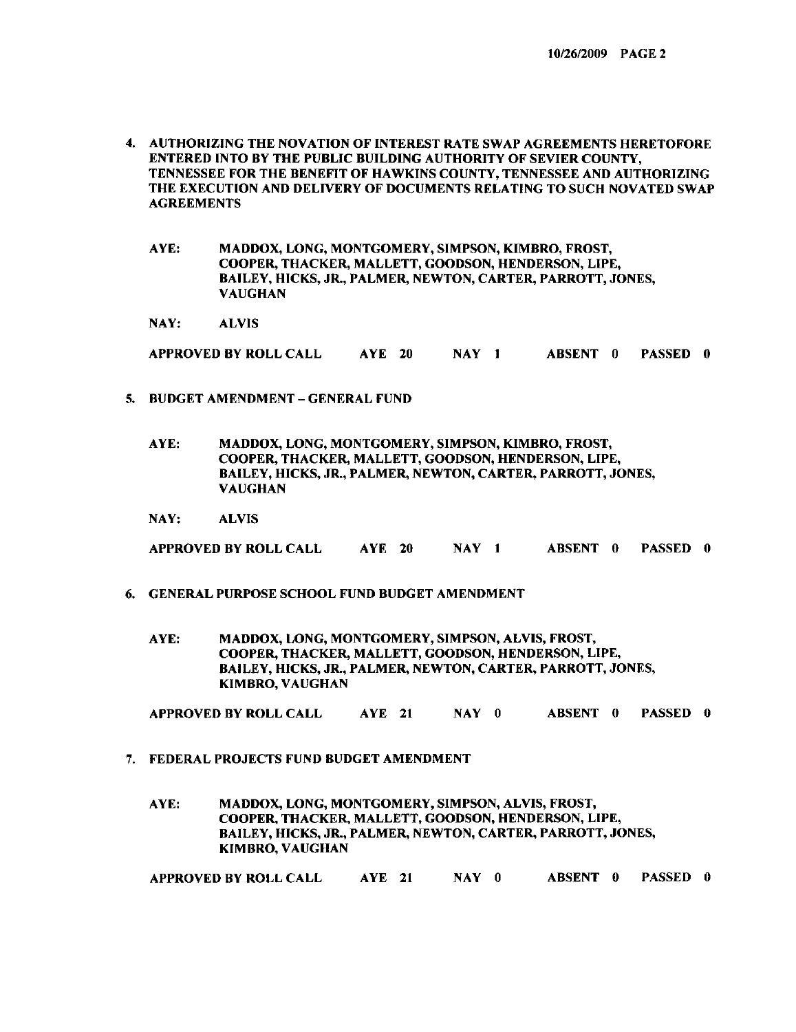4. **AUTHORIZING THE NOVATION OF INTEREST RATE SWAP AGREEMENTS HERETOFORE ENTERED INTO BY THE PUBLIC BUILDING AUTHORITY OF SEVIER COUNTY, TENNESSEE FOR THE BENEFIT OF HAWKINS COUNTY, TENNESSEE AND AUTHORIZING THE EXECUTION AND DELIVERY OF DOCUMENTS RELATING TO SUCH NOVATED SWAP AGREEMENTS**

   **AYE:** MADDOX, LONG, MONTGOMERY, SIMPSON, KIMBRO, FROST, COOPER, THACKER, MALLETT, GOODSON, HENDERSON, LIPE, BAILEY, HICKS, JR., PALMER, NEWTON, CARTER, PARROTT, JONES, VAUGHAN

   **NAY:** ALVIS

   **APPROVED BY ROLL CALL** AYE 20 NAY 1 ABSENT 0 PASSED 0

5. **BUDGET AMENDMENT – GENERAL FUND**

   **AYE:** MADDOX, LONG, MONTGOMERY, SIMPSON, KIMBRO, FROST, COOPER, THACKER, MALLETT, GOODSON, HENDERSON, LIPE, BAILEY, HICKS, JR., PALMER, NEWTON, CARTER, PARROTT, JONES, VAUGHAN

   **NAY:** ALVIS

   **APPROVED BY ROLL CALL** AYE 20 NAY 1 ABSENT 0 PASSED 0

6. **GENERAL PURPOSE SCHOOL FUND BUDGET AMENDMENT**

   **AYE:** MADDOX, LONG, MONTGOMERY, SIMPSON, ALVIS, FROST, COOPER, THACKER, MALLETT, GOODSON, HENDERSON, LIPE, BAILEY, HICKS, JR., PALMER, NEWTON, CARTER, PARROTT, JONES, KIMBRO, VAUGHAN

   **APPROVED BY ROLL CALL** AYE 21 NAY 0 ABSENT 0 PASSED 0

7. **FEDERAL PROJECTS FUND BUDGET AMENDMENT**

   **AYE:** MADDOX, LONG, MONTGOMERY, SIMPSON, ALVIS, FROST, COOPER, THACKER, MALLETT, GOODSON, HENDERSON, LIPE, BAILEY, HICKS, JR., PALMER, NEWTON, CARTER, PARROTT, JONES, KIMBRO, VAUGHAN

   **APPROVED BY ROLL CALL** AYE 21 NAY 0 ABSENT 0 PASSED 0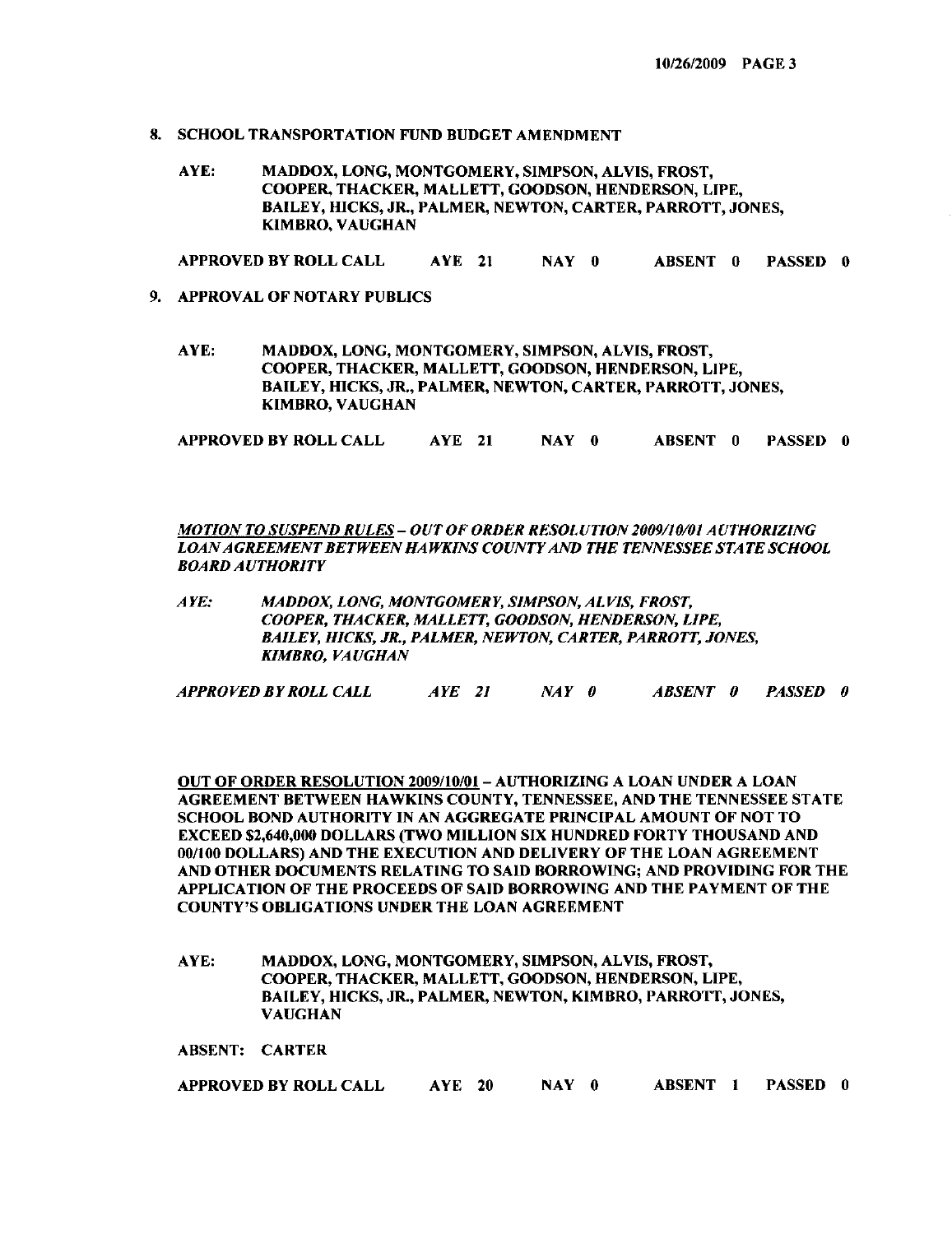8. **SCHOOL TRANSPORTATION FUND BUDGET AMENDMENT**

**AYE:** MADDOX, LONG, MONTGOMERY, SIMPSON, ALVIS, FROST, COOPER, THACKER, MALLETT, GOODSON, HENDERSON, LIPE, BAILEY, HICKS, JR., PALMER, NEWTON, CARTER, PARROTT, JONES, KIMBRO, VAUGHAN

**APPROVED BY ROLL CALL AYE 21 NAY 0 ABSENT 0 PASSED 0**

9. **APPROVAL OF NOTARY PUBLICS**

**AYE:** MADDOX, LONG, MONTGOMERY, SIMPSON, ALVIS, FROST, COOPER, THACKER, MALLETT, GOODSON, HENDERSON, LIPE, BAILEY, HICKS, JR., PALMER, NEWTON, CARTER, PARROTT, JONES, KIMBRO, VAUGHAN

**APPROVED BY ROLL CALL AYE 21 NAY 0 ABSENT 0 PASSED 0**

***MOTION TO SUSPEND RULES** – OUT OF ORDER RESOLUTION 2009/10/01 AUTHORIZING LOAN AGREEMENT BETWEEN HAWKINS COUNTY AND THE TENNESSEE STATE SCHOOL BOARD AUTHORITY*

***AYE:*** *MADDOX, LONG, MONTGOMERY, SIMPSON, ALVIS, FROST, COOPER, THACKER, MALLETT, GOODSON, HENDERSON, LIPE, BAILEY, HICKS, JR., PALMER, NEWTON, CARTER, PARROTT, JONES, KIMBRO, VAUGHAN*

***APPROVED BY ROLL CALL AYE 21 NAY 0 ABSENT 0 PASSED 0***

**OUT OF ORDER RESOLUTION 2009/10/01 – AUTHORIZING A LOAN UNDER A LOAN AGREEMENT BETWEEN HAWKINS COUNTY, TENNESSEE, AND THE TENNESSEE STATE SCHOOL BOND AUTHORITY IN AN AGGREGATE PRINCIPAL AMOUNT OF NOT TO EXCEED $2,640,000 DOLLARS (TWO MILLION SIX HUNDRED FORTY THOUSAND AND 00/100 DOLLARS) AND THE EXECUTION AND DELIVERY OF THE LOAN AGREEMENT AND OTHER DOCUMENTS RELATING TO SAID BORROWING; AND PROVIDING FOR THE APPLICATION OF THE PROCEEDS OF SAID BORROWING AND THE PAYMENT OF THE COUNTY'S OBLIGATIONS UNDER THE LOAN AGREEMENT**

**AYE:** MADDOX, LONG, MONTGOMERY, SIMPSON, ALVIS, FROST, COOPER, THACKER, MALLETT, GOODSON, HENDERSON, LIPE, BAILEY, HICKS, JR., PALMER, NEWTON, KIMBRO, PARROTT, JONES, VAUGHAN

**ABSENT:** CARTER

**APPROVED BY ROLL CALL AYE 20 NAY 0 ABSENT 1 PASSED 0**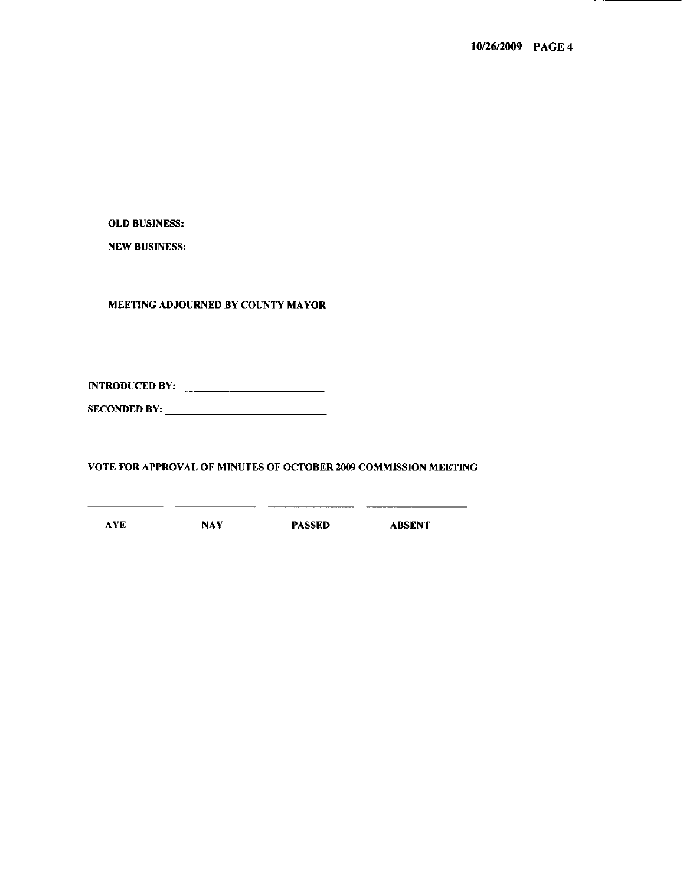**OLD BUSINESS:**

**NEW BUSINESS:**

**MEETING ADJOURNED BY COUNTY MAYOR**

**INTRODUCED BY:** ___________________________

**SECONDED BY:** ______________________________

**VOTE FOR APPROVAL OF MINUTES OF OCTOBER 2009 COMMISSION MEETING**

| | | | |
|---|---|---|---|
| ____________ | ____________ | ____________ | ____________ |
| **AYE** | **NAY** | **PASSED** | **ABSENT** |